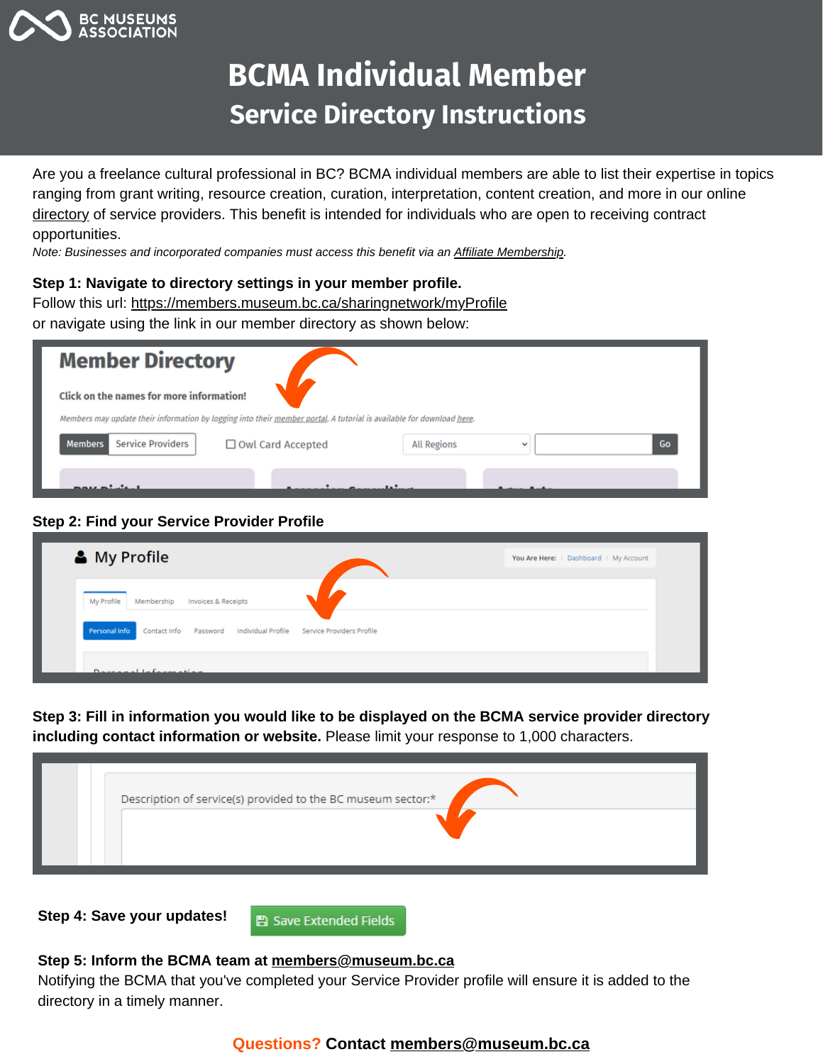BC MUSEUMS ASSOCIATION

# BCMA Individual Member

## Service Directory Instructions

Are you a freelance cultural professional in BC? BCMA individual members are able to list their expertise in topics ranging from grant writing, resource creation, curation, interpretation, content creation, and more in our online directory of service providers. This benefit is intended for individuals who are open to receiving contract opportunities.

*Note: Businesses and incorporated companies must access this benefit via an Affiliate Membership.*

**Step 1: Navigate to directory settings in your member profile.**
Follow this url: https://members.museum.bc.ca/sharingnetwork/myProfile
or navigate using the link in our member directory as shown below:

**Member Directory**

**Click on the names for more information!**

*Members may update their information by logging into their member portal. A tutorial is available for download here.*

Members | Service Providers | Owl Card Accepted | All Regions | Go

**Step 2: Find your Service Provider Profile**

**My Profile**

You Are Here: / Dashboard / My Account

My Profile | Membership | Invoices & Receipts

Personal Info | Contact Info | Password | Individual Profile | Service Providers Profile

**Step 3: Fill in information you would like to be displayed on the BCMA service provider directory including contact information or website.** Please limit your response to 1,000 characters.

Description of service(s) provided to the BC museum sector:*

**Step 4: Save your updates!** Save Extended Fields

**Step 5: Inform the BCMA team at members@museum.bc.ca**
Notifying the BCMA that you've completed your Service Provider profile will ensure it is added to the directory in a timely manner.

**Questions? Contact members@museum.bc.ca**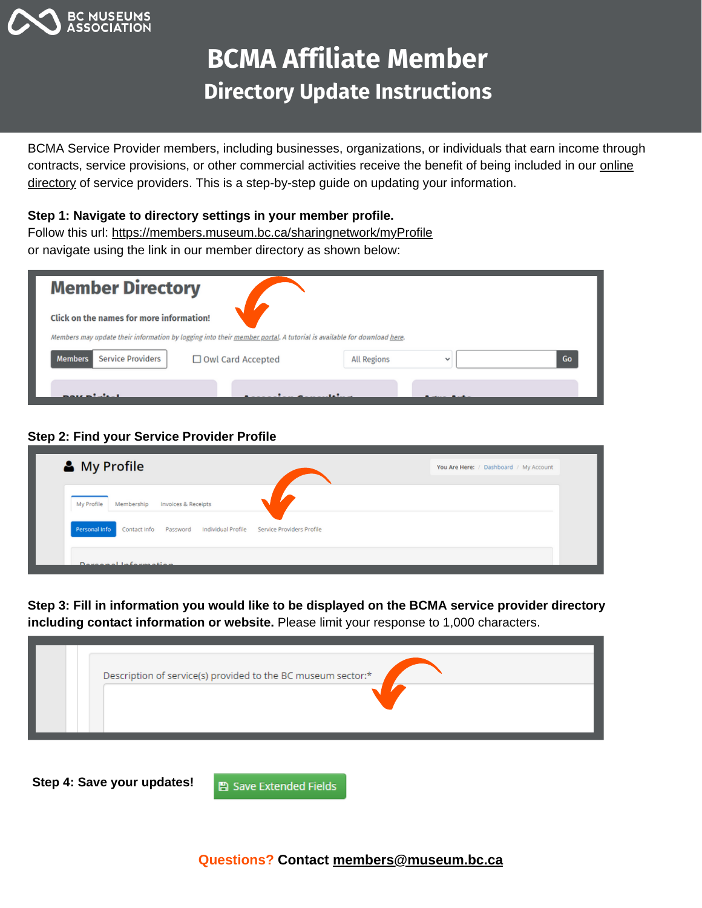# BCMA Affiliate Member

## Directory Update Instructions

BCMA Service Provider members, including businesses, organizations, or individuals that earn income through contracts, service provisions, or other commercial activities receive the benefit of being included in our online directory of service providers. This is a step-by-step guide on updating your information.

**Step 1: Navigate to directory settings in your member profile.**
Follow this url: https://members.museum.bc.ca/sharingnetwork/myProfile
or navigate using the link in our member directory as shown below:

**Step 2: Find your Service Provider Profile**

**Step 3: Fill in information you would like to be displayed on the BCMA service provider directory including contact information or website.** Please limit your response to 1,000 characters.

**Step 4: Save your updates!**

**Questions? Contact members@museum.bc.ca**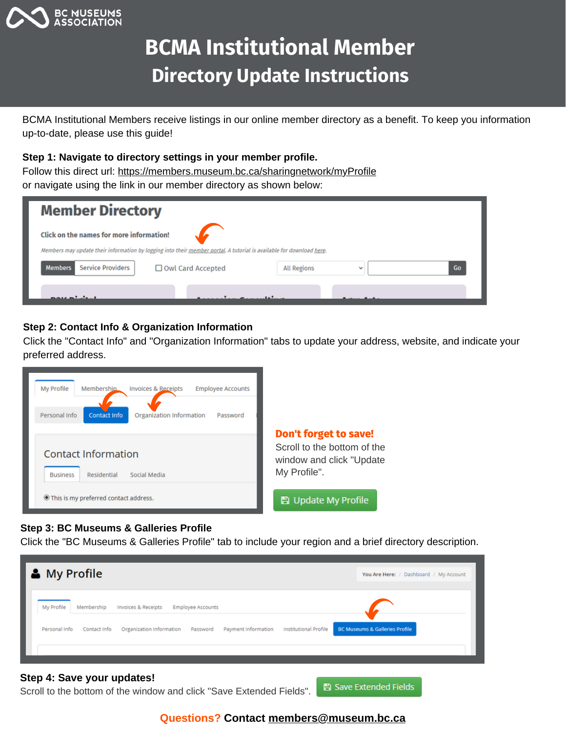# BCMA Institutional Member

## Directory Update Instructions

BCMA Institutional Members receive listings in our online member directory as a benefit. To keep you information up-to-date, please use this guide!

**Step 1: Navigate to directory settings in your member profile.**
Follow this direct url: https://members.museum.bc.ca/sharingnetwork/myProfile
or navigate using the link in our member directory as shown below:

**Step 2: Contact Info & Organization Information**
Click the "Contact Info" and "Organization Information" tabs to update your address, website, and indicate your preferred address.

**Don't forget to save!**
Scroll to the bottom of the window and click "Update My Profile".

**Step 3: BC Museums & Galleries Profile**
Click the "BC Museums & Galleries Profile" tab to include your region and a brief directory description.

**Step 4: Save your updates!**
Scroll to the bottom of the window and click "Save Extended Fields".

**Questions? Contact members@museum.bc.ca**